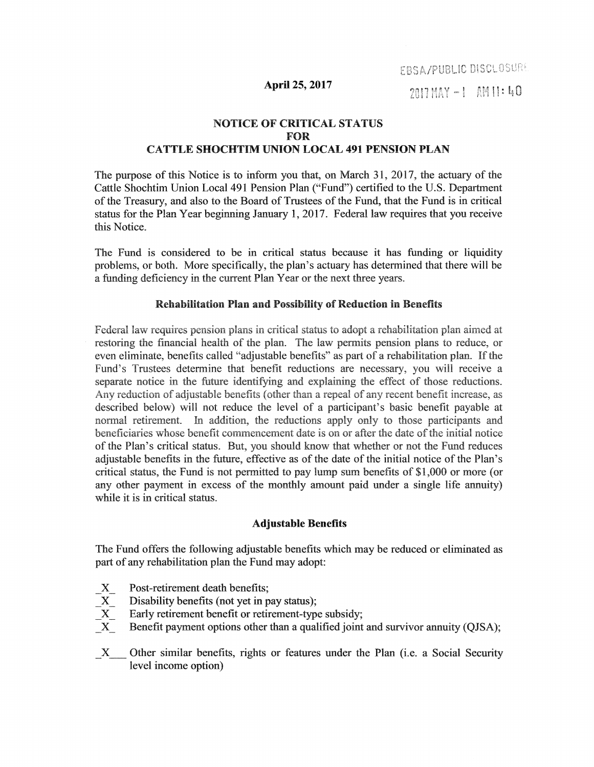EBSA/PUBLIC DISCLOSURE
2017 MAY -1 AM 11:40

**April 25, 2017**

## NOTICE OF CRITICAL STATUS FOR CATTLE SHOCHTIM UNION LOCAL 491 PENSION PLAN

The purpose of this Notice is to inform you that, on March 31, 2017, the actuary of the Cattle Shochtim Union Local 491 Pension Plan ("Fund") certified to the U.S. Department of the Treasury, and also to the Board of Trustees of the Fund, that the Fund is in critical status for the Plan Year beginning January 1, 2017. Federal law requires that you receive this Notice.

The Fund is considered to be in critical status because it has funding or liquidity problems, or both. More specifically, the plan's actuary has determined that there will be a funding deficiency in the current Plan Year or the next three years.

### Rehabilitation Plan and Possibility of Reduction in Benefits

Federal law requires pension plans in critical status to adopt a rehabilitation plan aimed at restoring the financial health of the plan. The law permits pension plans to reduce, or even eliminate, benefits called "adjustable benefits" as part of a rehabilitation plan. If the Fund's Trustees determine that benefit reductions are necessary, you will receive a separate notice in the future identifying and explaining the effect of those reductions. Any reduction of adjustable benefits (other than a repeal of any recent benefit increase, as described below) will not reduce the level of a participant's basic benefit payable at normal retirement. In addition, the reductions apply only to those participants and beneficiaries whose benefit commencement date is on or after the date of the initial notice of the Plan's critical status. But, you should know that whether or not the Fund reduces adjustable benefits in the future, effective as of the date of the initial notice of the Plan's critical status, the Fund is not permitted to pay lump sum benefits of $1,000 or more (or any other payment in excess of the monthly amount paid under a single life annuity) while it is in critical status.

### Adjustable Benefits

The Fund offers the following adjustable benefits which may be reduced or eliminated as part of any rehabilitation plan the Fund may adopt:

_X_ Post-retirement death benefits;
_X_ Disability benefits (not yet in pay status);
_X_ Early retirement benefit or retirement-type subsidy;
_X_ Benefit payment options other than a qualified joint and survivor annuity (QJSA);

_X___ Other similar benefits, rights or features under the Plan (i.e. a Social Security level income option)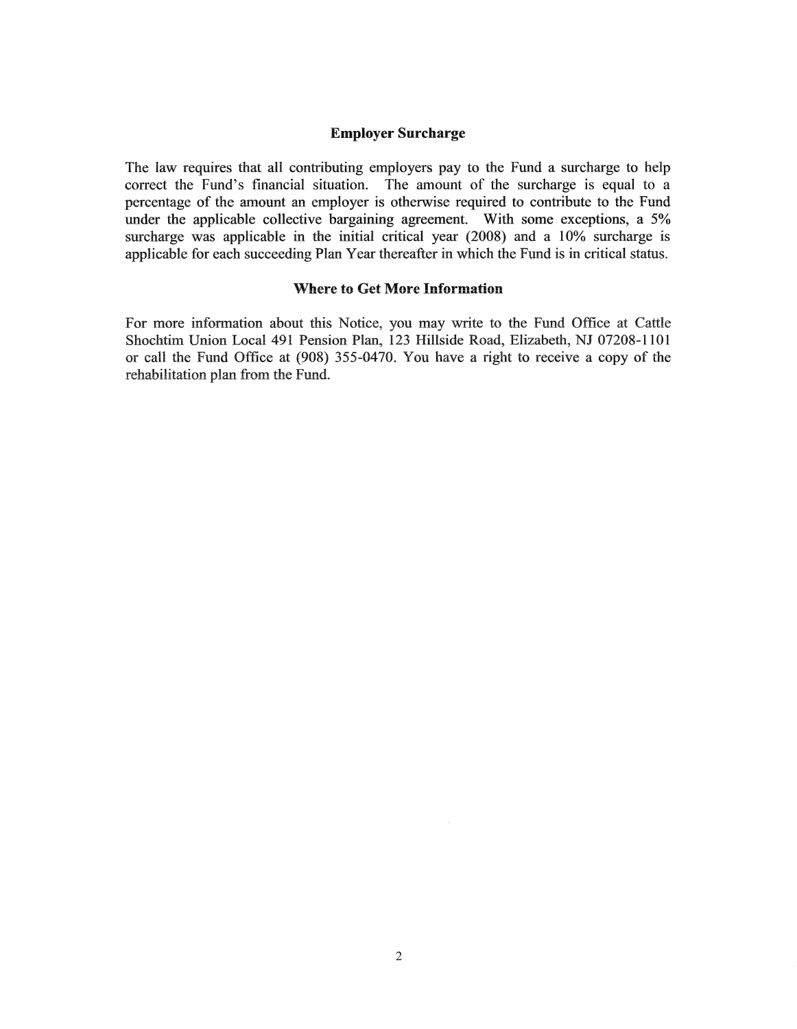## Employer Surcharge

The law requires that all contributing employers pay to the Fund a surcharge to help correct the Fund's financial situation. The amount of the surcharge is equal to a percentage of the amount an employer is otherwise required to contribute to the Fund under the applicable collective bargaining agreement. With some exceptions, a 5% surcharge was applicable in the initial critical year (2008) and a 10% surcharge is applicable for each succeeding Plan Year thereafter in which the Fund is in critical status.

## Where to Get More Information

For more information about this Notice, you may write to the Fund Office at Cattle Shochtim Union Local 491 Pension Plan, 123 Hillside Road, Elizabeth, NJ 07208-1101 or call the Fund Office at (908) 355-0470. You have a right to receive a copy of the rehabilitation plan from the Fund.